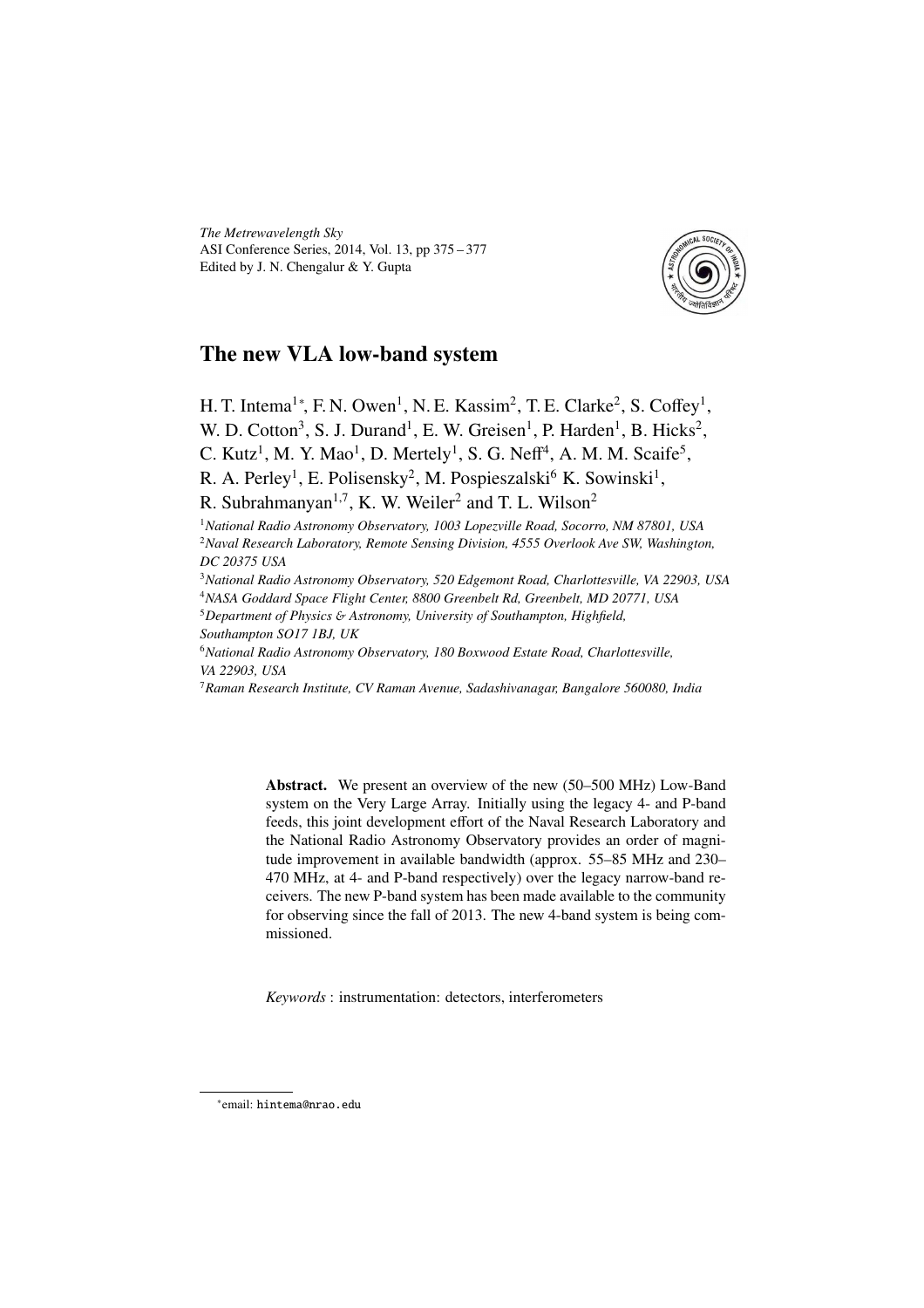*The Metrewavelength Sky*
ASI Conference Series, 2014, Vol. 13, pp 375 – 377
Edited by J. N. Chengalur & Y. Gupta

# The new VLA low-band system

H. T. Intema[1]*, F. N. Owen[1], N. E. Kassim[2], T. E. Clarke[2], S. Coffey[1], W. D. Cotton[3], S. J. Durand[1], E. W. Greisen[1], P. Harden[1], B. Hicks[2], C. Kutz[1], M. Y. Mao[1], D. Mertely[1], S. G. Neff[4], A. M. M. Scaife[5], R. A. Perley[1], E. Polisensky[2], M. Pospieszalski[6] K. Sowinski[1], R. Subrahmanyan[1,7], K. W. Weiler[2] and T. L. Wilson[2]

[1]*National Radio Astronomy Observatory, 1003 Lopezville Road, Socorro, NM 87801, USA*
[2]*Naval Research Laboratory, Remote Sensing Division, 4555 Overlook Ave SW, Washington, DC 20375 USA*
[3]*National Radio Astronomy Observatory, 520 Edgemont Road, Charlottesville, VA 22903, USA*
[4]*NASA Goddard Space Flight Center, 8800 Greenbelt Rd, Greenbelt, MD 20771, USA*
[5]*Department of Physics & Astronomy, University of Southampton, Highfield, Southampton SO17 1BJ, UK*
[6]*National Radio Astronomy Observatory, 180 Boxwood Estate Road, Charlottesville, VA 22903, USA*
[7]*Raman Research Institute, CV Raman Avenue, Sadashivanagar, Bangalore 560080, India*

**Abstract.** We present an overview of the new (50–500 MHz) Low-Band system on the Very Large Array. Initially using the legacy 4- and P-band feeds, this joint development effort of the Naval Research Laboratory and the National Radio Astronomy Observatory provides an order of magnitude improvement in available bandwidth (approx. 55–85 MHz and 230–470 MHz, at 4- and P-band respectively) over the legacy narrow-band receivers. The new P-band system has been made available to the community for observing since the fall of 2013. The new 4-band system is being commissioned.

*Keywords* : instrumentation: detectors, interferometers

*email: hintema@nrao.edu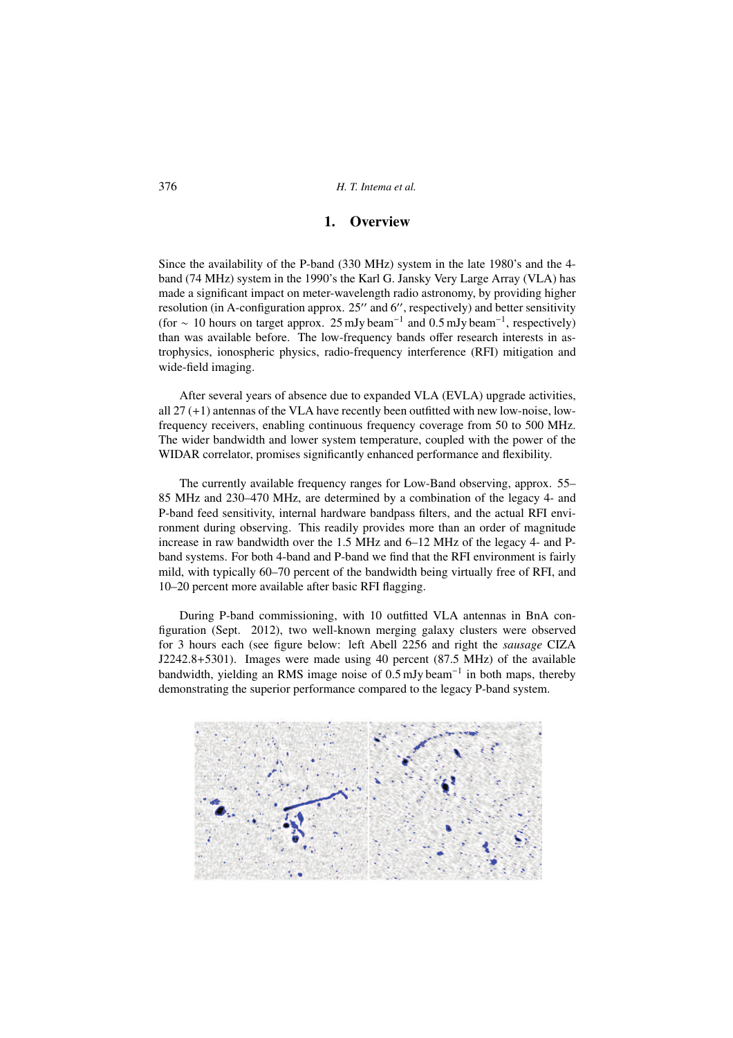# 1. Overview

Since the availability of the P-band (330 MHz) system in the late 1980's and the 4-band (74 MHz) system in the 1990's the Karl G. Jansky Very Large Array (VLA) has made a significant impact on meter-wavelength radio astronomy, by providing higher resolution (in A-configuration approx. 25″ and 6″, respectively) and better sensitivity (for $\sim$ 10 hours on target approx. 25 mJy beam$^{-1}$ and 0.5 mJy beam$^{-1}$, respectively) than was available before. The low-frequency bands offer research interests in astrophysics, ionospheric physics, radio-frequency interference (RFI) mitigation and wide-field imaging.

After several years of absence due to expanded VLA (EVLA) upgrade activities, all 27 (+1) antennas of the VLA have recently been outfitted with new low-noise, low-frequency receivers, enabling continuous frequency coverage from 50 to 500 MHz. The wider bandwidth and lower system temperature, coupled with the power of the WIDAR correlator, promises significantly enhanced performance and flexibility.

The currently available frequency ranges for Low-Band observing, approx. 55–85 MHz and 230–470 MHz, are determined by a combination of the legacy 4- and P-band feed sensitivity, internal hardware bandpass filters, and the actual RFI environment during observing. This readily provides more than an order of magnitude increase in raw bandwidth over the 1.5 MHz and 6–12 MHz of the legacy 4- and P-band systems. For both 4-band and P-band we find that the RFI environment is fairly mild, with typically 60–70 percent of the bandwidth being virtually free of RFI, and 10–20 percent more available after basic RFI flagging.

During P-band commissioning, with 10 outfitted VLA antennas in BnA configuration (Sept. 2012), two well-known merging galaxy clusters were observed for 3 hours each (see figure below: left Abell 2256 and right the *sausage* CIZA J2242.8+5301). Images were made using 40 percent (87.5 MHz) of the available bandwidth, yielding an RMS image noise of 0.5 mJy beam$^{-1}$ in both maps, thereby demonstrating the superior performance compared to the legacy P-band system.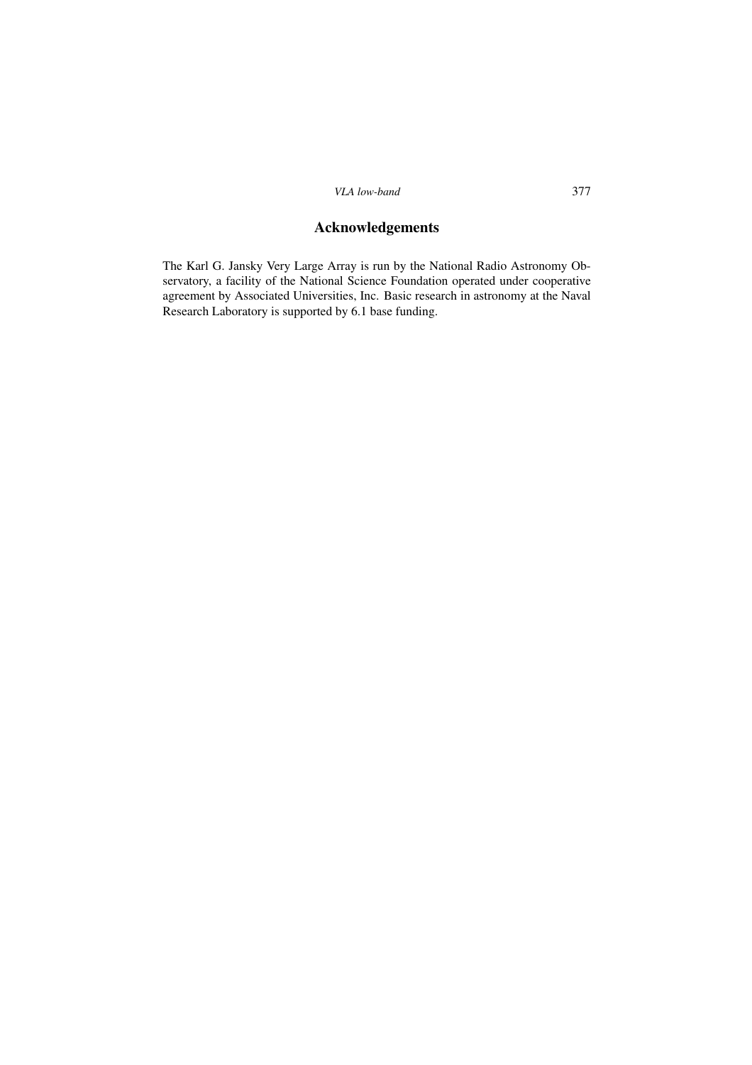# Acknowledgements

The Karl G. Jansky Very Large Array is run by the National Radio Astronomy Observatory, a facility of the National Science Foundation operated under cooperative agreement by Associated Universities, Inc. Basic research in astronomy at the Naval Research Laboratory is supported by 6.1 base funding.